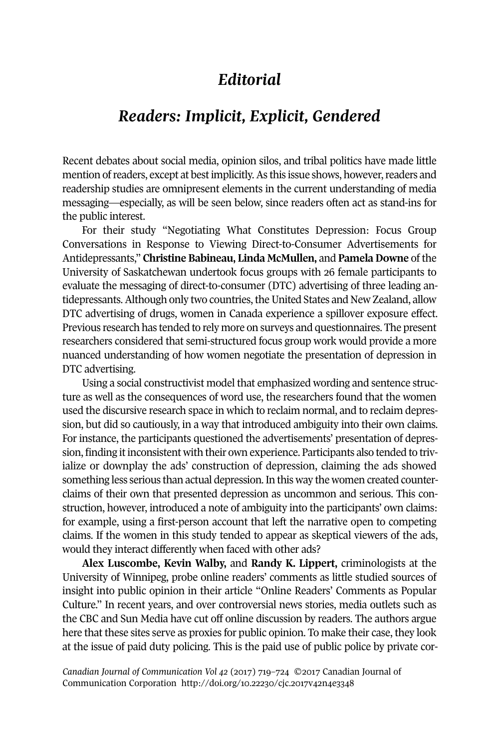# *Editorial*

## *Readers: Implicit, Explicit, Gendered*

Recent debates about social media, opinion silos, and tribal politics have made little mention of readers, except at best implicitly. As this issue shows, however, readers and readership studies are omnipresent elements in the current understanding of media messaging—especially, as will be seen below, since readers often act as stand-ins for the public interest.

For their study "Negotiating What Constitutes Depression: Focus Group Conversations in Response to Viewing Direct-to-Consumer Advertisements for Antidepressants," **Christine Babineau, Linda McMullen,** and **Pamela Downe** of the University of Saskatchewan undertook focus groups with 26 female participants to evaluate the messaging of direct-to-consumer (DTC) advertising of three leading antidepressants. Although only two countries, the United States and New Zealand, allow DTC advertising of drugs, women in Canada experience a spillover exposure effect. Previous research has tended to rely more on surveys and questionnaires. The present researchers considered that semi-structured focus group work would provide a more nuanced understanding of how women negotiate the presentation of depression in DTC advertising.

Using a social constructivist model that emphasized wording and sentence structure as well as the consequences of word use, the researchers found that the women used the discursive research space in which to reclaim normal, and to reclaim depression, but did so cautiously, in a way that introduced ambiguity into their own claims. For instance, the participants questioned the advertisements' presentation of depression, finding it inconsistent with their own experience. Participants also tended to trivialize or downplay the ads' construction of depression, claiming the ads showed something less serious than actual depression. In this way the women created counterclaims of their own that presented depression as uncommon and serious. This construction, however, introduced a note of ambiguity into the participants' own claims: for example, using a first-person account that left the narrative open to competing claims. If the women in this study tended to appear as skeptical viewers of the ads, would they interact differently when faced with other ads?

**Alex Luscombe, Kevin Walby,** and **Randy K. Lippert,** criminologists at the University of Winnipeg, probe online readers' comments as little studied sources of insight into public opinion in their article "Online Readers' Comments as Popular Culture." In recent years, and over controversial news stories, media outlets such as the CBC and Sun Media have cut off online discussion by readers. The authors argue here that these sites serve as proxies for public opinion. To make their case, they look at the issue of paid duty policing. This is the paid use of public police by private cor-

*Canadian Journal of Communication Vol 42* (2017) 719–724 ©2017 Canadian Journal of Communication Corporation http://doi.org/10.22230/cjc.2017v42n4e3348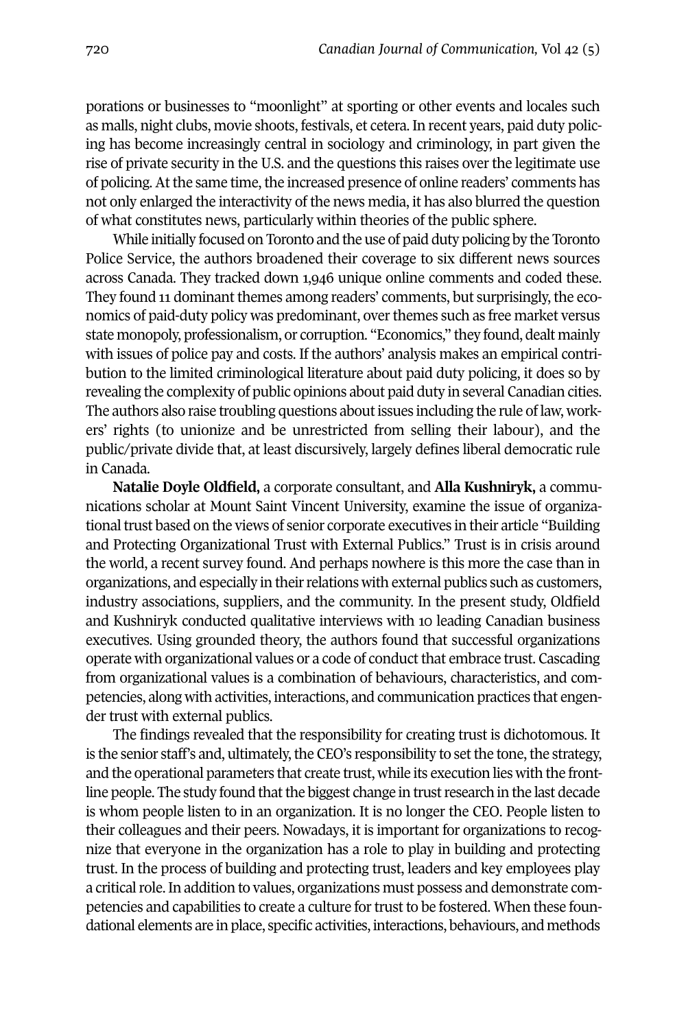porations or businesses to "moonlight" at sporting or other events and locales such as malls, night clubs, movie shoots, festivals, et cetera. In recent years, paid duty policing has become increasingly central in sociology and criminology, in part given the rise of private security in the U.S. and the questions this raises over the legitimate use of policing. At the same time, the increased presence of online readers' comments has not only enlarged the interactivity of the news media, it has also blurred the question of what constitutes news, particularly within theories of the public sphere.

While initially focused on Toronto and the use of paid duty policing by the Toronto Police Service, the authors broadened their coverage to six different news sources across Canada. They tracked down 1,946 unique online comments and coded these. They found 11 dominant themes among readers' comments, but surprisingly, the economics of paid-duty policy was predominant, over themes such as free market versus state monopoly, professionalism, or corruption. "Economics," they found, dealt mainly with issues of police pay and costs. If the authors' analysis makes an empirical contribution to the limited criminological literature about paid duty policing, it does so by revealing the complexity of public opinions about paid duty in several Canadian cities. The authors also raise troubling questions about issues including the rule of law, workers' rights (to unionize and be unrestricted from selling their labour), and the public/private divide that, at least discursively, largely defines liberal democratic rule in Canada.

**Natalie Doyle Oldfield,** a corporate consultant, and **Alla Kushniryk,** a communications scholar at Mount Saint Vincent University, examine the issue of organizational trust based on the views of senior corporate executives in their article "Building and Protecting Organizational Trust with External Publics." Trust is in crisis around the world, a recent survey found. And perhaps nowhere is this more the case than in organizations, and especially in their relations with external publics such as customers, industry associations, suppliers, and the community. In the present study, Oldfield and Kushniryk conducted qualitative interviews with 10 leading Canadian business executives. Using grounded theory, the authors found that successful organizations operate with organizational values or a code of conduct that embrace trust. Cascading from organizational values is a combination of behaviours, characteristics, and competencies, along with activities, interactions, and communication practices that engender trust with external publics.

The findings revealed that the responsibility for creating trust is dichotomous. It is the senior staff's and, ultimately, the CEO's responsibility to set the tone, the strategy, and the operational parameters that create trust, while its execution lies with the frontline people. The study found that the biggest change in trust research in the last decade is whom people listen to in an organization. It is no longer the CEO. People listen to their colleagues and their peers. Nowadays, it is important for organizations to recognize that everyone in the organization has a role to play in building and protecting trust. In the process of building and protecting trust, leaders and key employees play a critical role. In addition to values, organizations must possess and demonstrate competencies and capabilities to create a culture for trust to be fostered. When these foundational elements are in place, specific activities, interactions, behaviours, and methods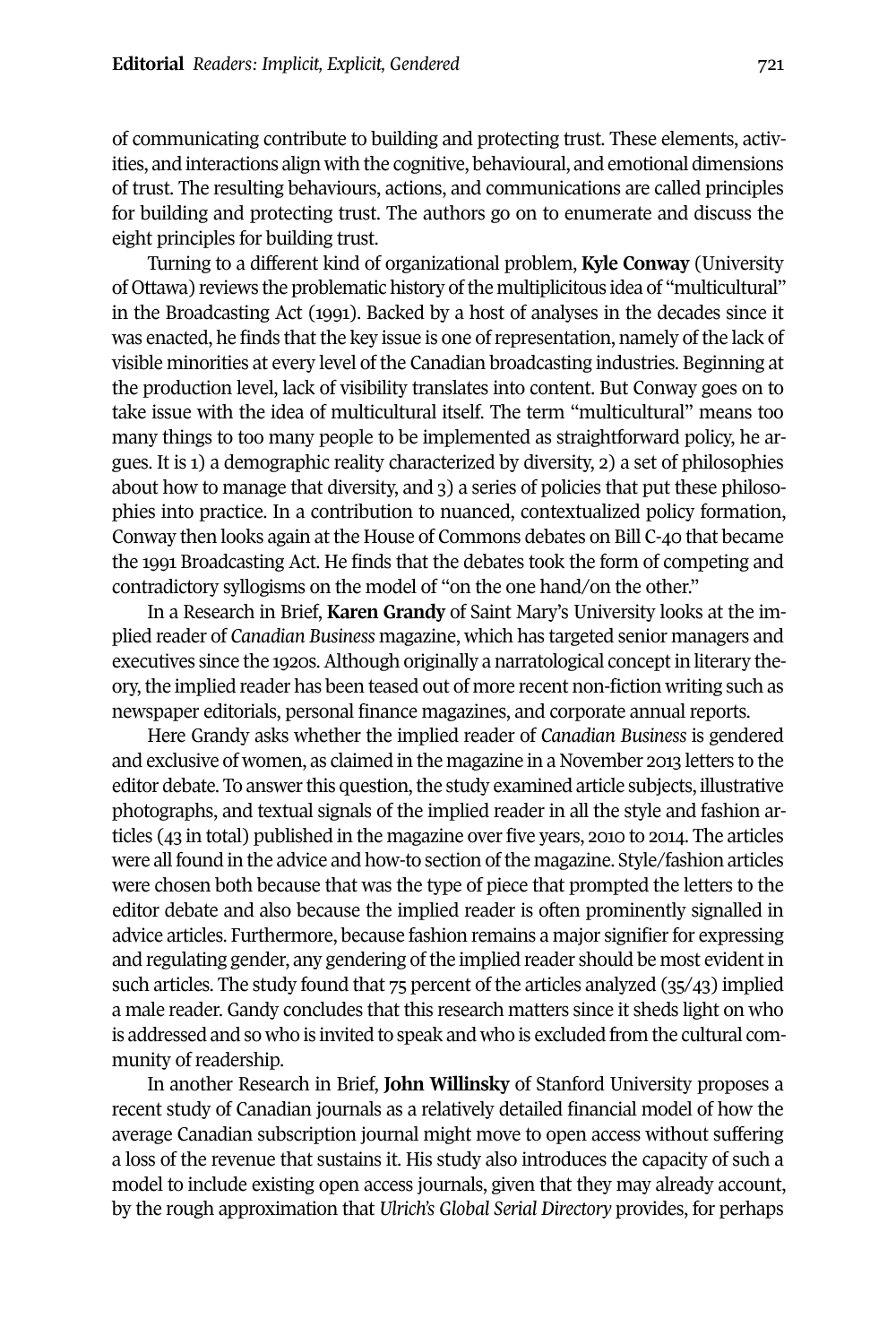of communicating contribute to building and protecting trust. These elements, activities, and interactions align with the cognitive, behavioural, and emotional dimensions of trust. The resulting behaviours, actions, and communications are called principles for building and protecting trust. The authors go on to enumerate and discuss the eight principles for building trust.

Turning to a different kind of organizational problem, **Kyle Conway** (University of Ottawa) reviews the problematic history of the multiplicitous idea of "multicultural" in the Broadcasting Act (1991). Backed by a host of analyses in the decades since it was enacted, he finds that the key issue is one of representation, namely of the lack of visible minorities at every level of the Canadian broadcasting industries. Beginning at the production level, lack of visibility translates into content. But Conway goes on to take issue with the idea of multicultural itself. The term "multicultural" means too many things to too many people to be implemented as straightforward policy, he argues. It is 1) a demographic reality characterized by diversity, 2) a set of philosophies about how to manage that diversity, and 3) a series of policies that put these philosophies into practice. In a contribution to nuanced, contextualized policy formation, Conway then looks again at the House of Commons debates on Bill C-40 that became the 1991 Broadcasting Act. He finds that the debates took the form of competing and contradictory syllogisms on the model of "on the one hand/on the other."

In a Research in Brief, **Karen Grandy** of Saint Mary's University looks at the implied reader of *Canadian Business* magazine, which has targeted senior managers and executives since the 1920s. Although originally a narratological concept in literary theory, the implied reader has been teased out of more recent non-fiction writing such as newspaper editorials, personal finance magazines, and corporate annual reports.

Here Grandy asks whether the implied reader of *Canadian Business* is gendered and exclusive of women, as claimed in the magazine in a November 2013 letters to the editor debate. To answer this question, the study examined article subjects, illustrative photographs, and textual signals of the implied reader in all the style and fashion articles (43 in total) published in the magazine over five years, 2010 to 2014. The articles were all found in the advice and how-to section of the magazine. Style/fashion articles were chosen both because that was the type of piece that prompted the letters to the editor debate and also because the implied reader is often prominently signalled in advice articles. Furthermore, because fashion remains a major signifier for expressing and regulating gender, any gendering of the implied reader should be most evident in such articles. The study found that 75 percent of the articles analyzed (35/43) implied a male reader. Gandy concludes that this research matters since it sheds light on who is addressed and so who is invited to speak and who is excluded from the cultural community of readership.

In another Research in Brief, **John Willinsky** of Stanford University proposes a recent study of Canadian journals as a relatively detailed financial model of how the average Canadian subscription journal might move to open access without suffering a loss of the revenue that sustains it. His study also introduces the capacity of such a model to include existing open access journals, given that they may already account, by the rough approximation that *Ulrich's Global Serial Directory* provides, for perhaps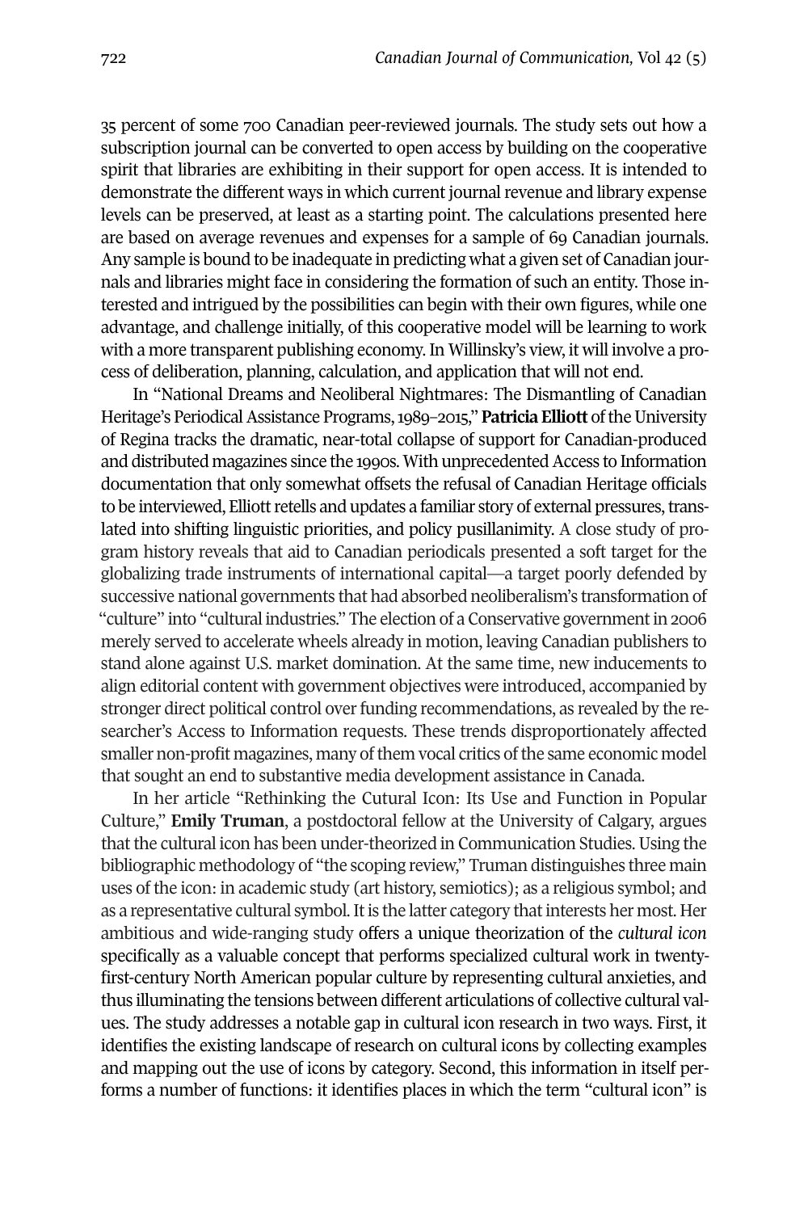35 percent of some 700 Canadian peer-reviewed journals. The study sets out how a subscription journal can be converted to open access by building on the cooperative spirit that libraries are exhibiting in their support for open access. It is intended to demonstrate the different ways in which current journal revenue and library expense levels can be preserved, at least as a starting point. The calculations presented here are based on average revenues and expenses for a sample of 69 Canadian journals. Any sample is bound to be inadequate in predicting what a given set of Canadian journals and libraries might face in considering the formation of such an entity. Those interested and intrigued by the possibilities can begin with their own figures, while one advantage, and challenge initially, of this cooperative model will be learning to work with a more transparent publishing economy. In Willinsky's view, it will involve a process of deliberation, planning, calculation, and application that will not end.

In "National Dreams and Neoliberal Nightmares: The Dismantling of Canadian Heritage's Periodical Assistance Programs, 1989–2015," **Patricia Elliott** of the University of Regina tracks the dramatic, near-total collapse of support for Canadian-produced and distributed magazines since the 1990s. With unprecedented Access to Information documentation that only somewhat offsets the refusal of Canadian Heritage officials to be interviewed, Elliott retells and updates a familiar story of external pressures, translated into shifting linguistic priorities, and policy pusillanimity. A close study of program history reveals that aid to Canadian periodicals presented a soft target for the globalizing trade instruments of international capital—a target poorly defended by successive national governments that had absorbed neoliberalism's transformation of "culture" into "cultural industries." The election of a Conservative government in 2006 merely served to accelerate wheels already in motion, leaving Canadian publishers to stand alone against U.S. market domination. At the same time, new inducements to align editorial content with government objectives were introduced, accompanied by stronger direct political control over funding recommendations, as revealed by the researcher's Access to Information requests. These trends disproportionately affected smaller non-profit magazines, many of them vocal critics of the same economic model that sought an end to substantive media development assistance in Canada.

In her article "Rethinking the Cutural Icon: Its Use and Function in Popular Culture," **Emily Truman**, a postdoctoral fellow at the University of Calgary, argues that the cultural icon has been under-theorized in Communication Studies. Using the bibliographic methodology of "the scoping review," Truman distinguishes three main uses of the icon: in academic study (art history, semiotics); as a religious symbol; and as a representative cultural symbol. It is the latter category that interests her most. Her ambitious and wide-ranging study offers a unique theorization of the *cultural icon* specifically as a valuable concept that performs specialized cultural work in twenty-first-century North American popular culture by representing cultural anxieties, and thus illuminating the tensions between different articulations of collective cultural values. The study addresses a notable gap in cultural icon research in two ways. First, it identifies the existing landscape of research on cultural icons by collecting examples and mapping out the use of icons by category. Second, this information in itself performs a number of functions: it identifies places in which the term "cultural icon" is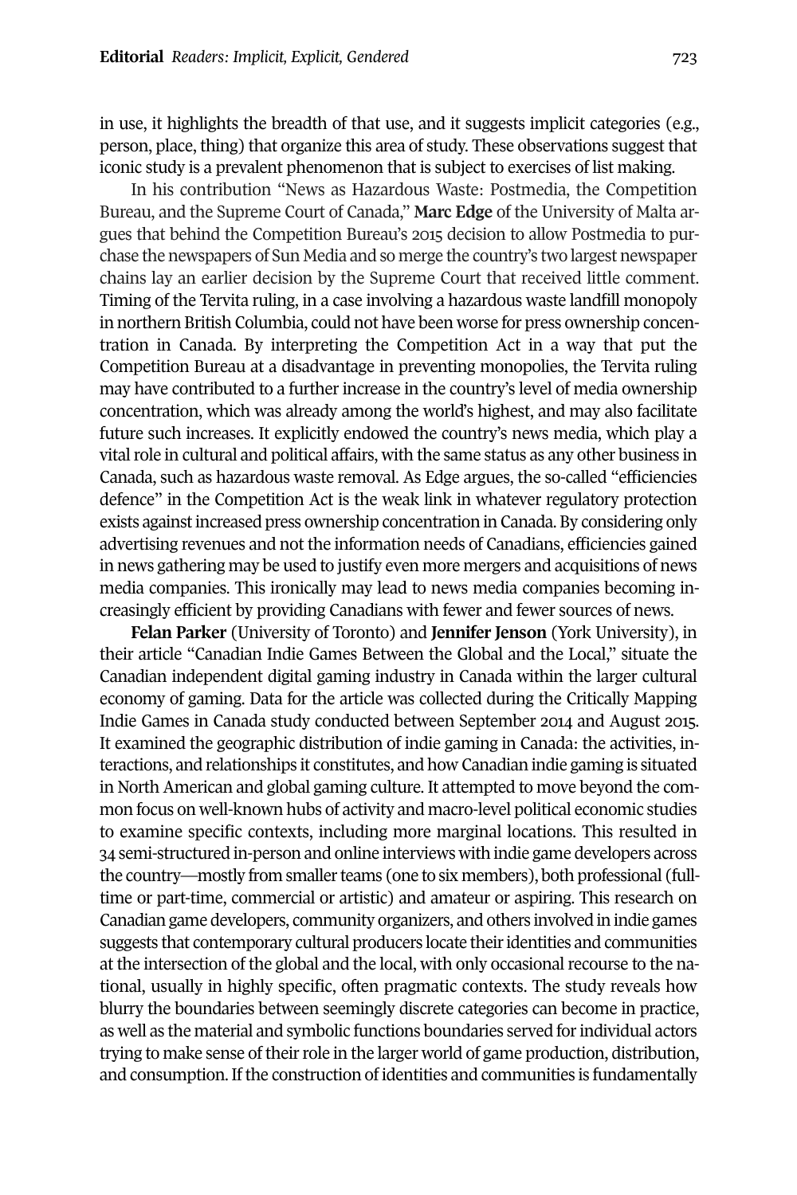in use, it highlights the breadth of that use, and it suggests implicit categories (e.g., person, place, thing) that organize this area of study. These observations suggest that iconic study is a prevalent phenomenon that is subject to exercises of list making.

In his contribution "News as Hazardous Waste: Postmedia, the Competition Bureau, and the Supreme Court of Canada," **Marc Edge** of the University of Malta argues that behind the Competition Bureau's 2015 decision to allow Postmedia to purchase the newspapers of Sun Media and so merge the country's two largest newspaper chains lay an earlier decision by the Supreme Court that received little comment. Timing of the Tervita ruling, in a case involving a hazardous waste landfill monopoly in northern British Columbia, could not have been worse for press ownership concentration in Canada. By interpreting the Competition Act in a way that put the Competition Bureau at a disadvantage in preventing monopolies, the Tervita ruling may have contributed to a further increase in the country's level of media ownership concentration, which was already among the world's highest, and may also facilitate future such increases. It explicitly endowed the country's news media, which play a vital role in cultural and political affairs, with the same status as any other business in Canada, such as hazardous waste removal. As Edge argues, the so-called "efficiencies defence" in the Competition Act is the weak link in whatever regulatory protection exists against increased press ownership concentration in Canada. By considering only advertising revenues and not the information needs of Canadians, efficiencies gained in news gathering may be used to justify even more mergers and acquisitions of news media companies. This ironically may lead to news media companies becoming increasingly efficient by providing Canadians with fewer and fewer sources of news.

**Felan Parker** (University of Toronto) and **Jennifer Jenson** (York University), in their article "Canadian Indie Games Between the Global and the Local," situate the Canadian independent digital gaming industry in Canada within the larger cultural economy of gaming. Data for the article was collected during the Critically Mapping Indie Games in Canada study conducted between September 2014 and August 2015. It examined the geographic distribution of indie gaming in Canada: the activities, interactions, and relationships it constitutes, and how Canadian indie gaming is situated in North American and global gaming culture. It attempted to move beyond the common focus on well-known hubs of activity and macro-level political economic studies to examine specific contexts, including more marginal locations. This resulted in 34 semi-structured in-person and online interviews with indie game developers across the country—mostly from smaller teams (one to six members), both professional (full-time or part-time, commercial or artistic) and amateur or aspiring. This research on Canadian game developers, community organizers, and others involved in indie games suggests that contemporary cultural producers locate their identities and communities at the intersection of the global and the local, with only occasional recourse to the national, usually in highly specific, often pragmatic contexts. The study reveals how blurry the boundaries between seemingly discrete categories can become in practice, as well as the material and symbolic functions boundaries served for individual actors trying to make sense of their role in the larger world of game production, distribution, and consumption. If the construction of identities and communities is fundamentally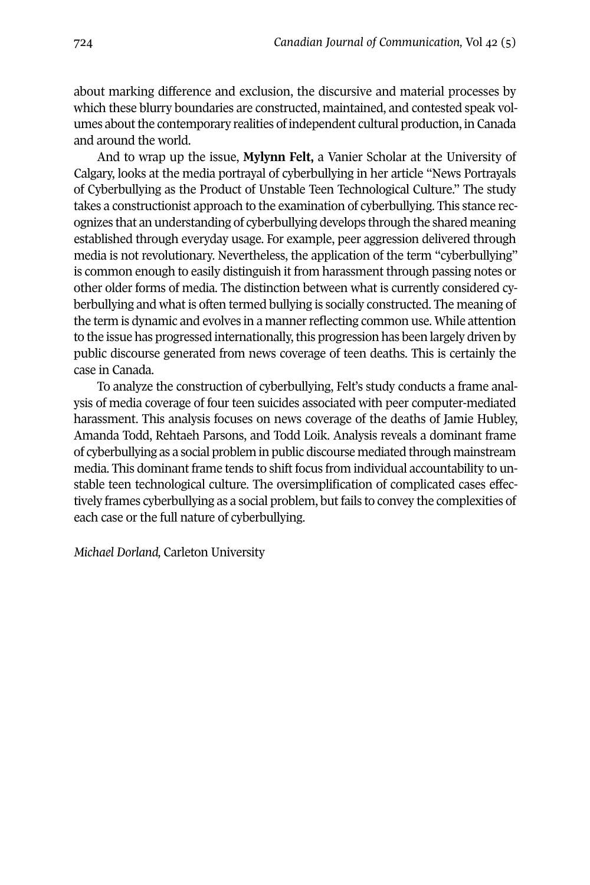about marking difference and exclusion, the discursive and material processes by which these blurry boundaries are constructed, maintained, and contested speak volumes about the contemporary realities of independent cultural production, in Canada and around the world.

And to wrap up the issue, **Mylynn Felt,** a Vanier Scholar at the University of Calgary, looks at the media portrayal of cyberbullying in her article "News Portrayals of Cyberbullying as the Product of Unstable Teen Technological Culture." The study takes a constructionist approach to the examination of cyberbullying. This stance recognizes that an understanding of cyberbullying develops through the shared meaning established through everyday usage. For example, peer aggression delivered through media is not revolutionary. Nevertheless, the application of the term "cyberbullying" is common enough to easily distinguish it from harassment through passing notes or other older forms of media. The distinction between what is currently considered cyberbullying and what is often termed bullying is socially constructed. The meaning of the term is dynamic and evolves in a manner reflecting common use. While attention to the issue has progressed internationally, this progression has been largely driven by public discourse generated from news coverage of teen deaths. This is certainly the case in Canada.

To analyze the construction of cyberbullying, Felt's study conducts a frame analysis of media coverage of four teen suicides associated with peer computer-mediated harassment. This analysis focuses on news coverage of the deaths of Jamie Hubley, Amanda Todd, Rehtaeh Parsons, and Todd Loik. Analysis reveals a dominant frame of cyberbullying as a social problem in public discourse mediated through mainstream media. This dominant frame tends to shift focus from individual accountability to unstable teen technological culture. The oversimplification of complicated cases effectively frames cyberbullying as a social problem, but fails to convey the complexities of each case or the full nature of cyberbullying.

*Michael Dorland,* Carleton University